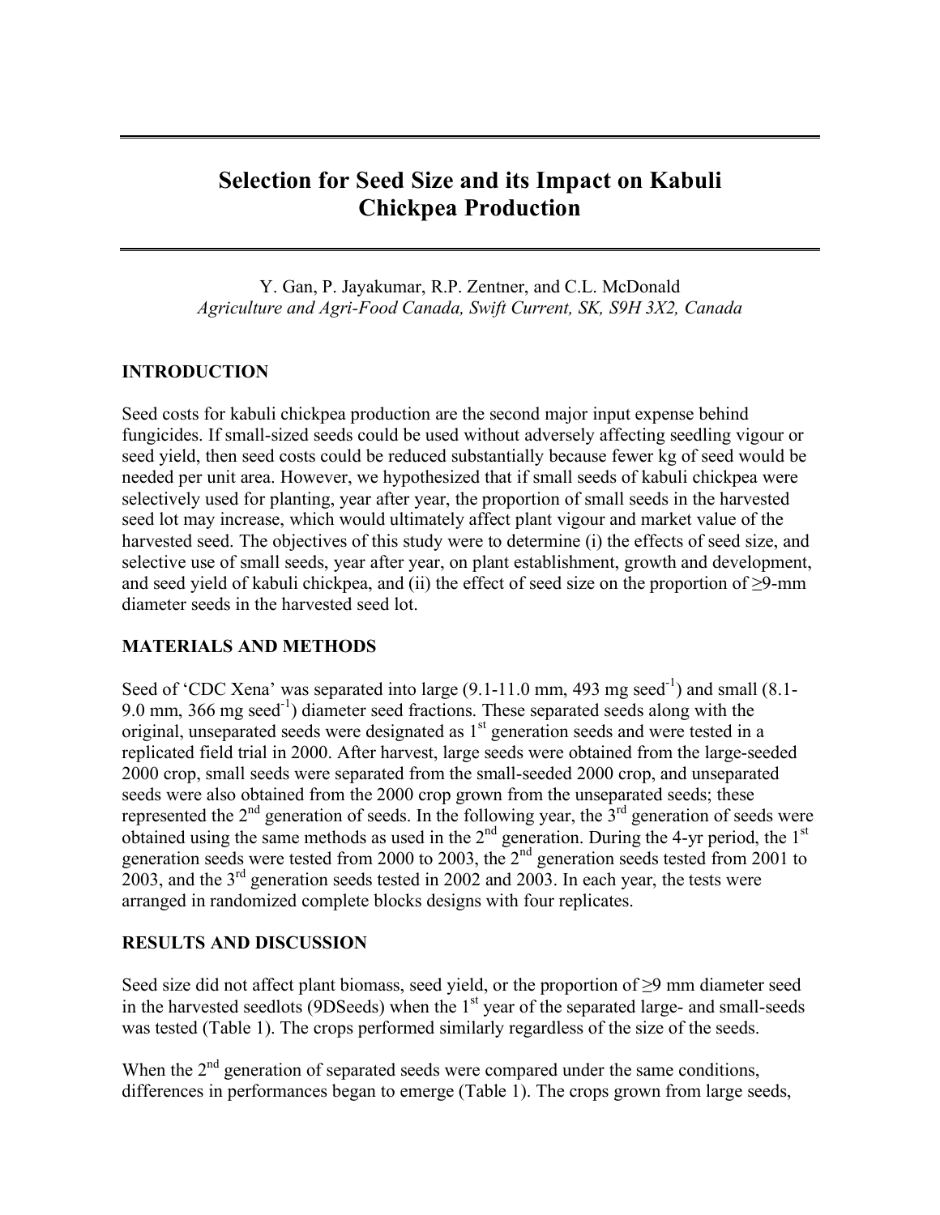# Selection for Seed Size and its Impact on Kabuli Chickpea Production

Y. Gan, P. Jayakumar, R.P. Zentner, and C.L. McDonald
*Agriculture and Agri-Food Canada, Swift Current, SK, S9H 3X2, Canada*

## INTRODUCTION

Seed costs for kabuli chickpea production are the second major input expense behind fungicides. If small-sized seeds could be used without adversely affecting seedling vigour or seed yield, then seed costs could be reduced substantially because fewer kg of seed would be needed per unit area. However, we hypothesized that if small seeds of kabuli chickpea were selectively used for planting, year after year, the proportion of small seeds in the harvested seed lot may increase, which would ultimately affect plant vigour and market value of the harvested seed. The objectives of this study were to determine (i) the effects of seed size, and selective use of small seeds, year after year, on plant establishment, growth and development, and seed yield of kabuli chickpea, and (ii) the effect of seed size on the proportion of ≥9-mm diameter seeds in the harvested seed lot.

## MATERIALS AND METHODS

Seed of 'CDC Xena' was separated into large (9.1-11.0 mm, 493 mg seed$^{-1}$) and small (8.1-9.0 mm, 366 mg seed$^{-1}$) diameter seed fractions. These separated seeds along with the original, unseparated seeds were designated as 1$^{st}$ generation seeds and were tested in a replicated field trial in 2000. After harvest, large seeds were obtained from the large-seeded 2000 crop, small seeds were separated from the small-seeded 2000 crop, and unseparated seeds were also obtained from the 2000 crop grown from the unseparated seeds; these represented the 2$^{nd}$ generation of seeds. In the following year, the 3$^{rd}$ generation of seeds were obtained using the same methods as used in the 2$^{nd}$ generation. During the 4-yr period, the 1$^{st}$ generation seeds were tested from 2000 to 2003, the 2$^{nd}$ generation seeds tested from 2001 to 2003, and the 3$^{rd}$ generation seeds tested in 2002 and 2003. In each year, the tests were arranged in randomized complete blocks designs with four replicates.

## RESULTS AND DISCUSSION

Seed size did not affect plant biomass, seed yield, or the proportion of ≥9 mm diameter seed in the harvested seedlots (9DSeeds) when the 1$^{st}$ year of the separated large- and small-seeds was tested (Table 1). The crops performed similarly regardless of the size of the seeds.

When the 2$^{nd}$ generation of separated seeds were compared under the same conditions, differences in performances began to emerge (Table 1). The crops grown from large seeds,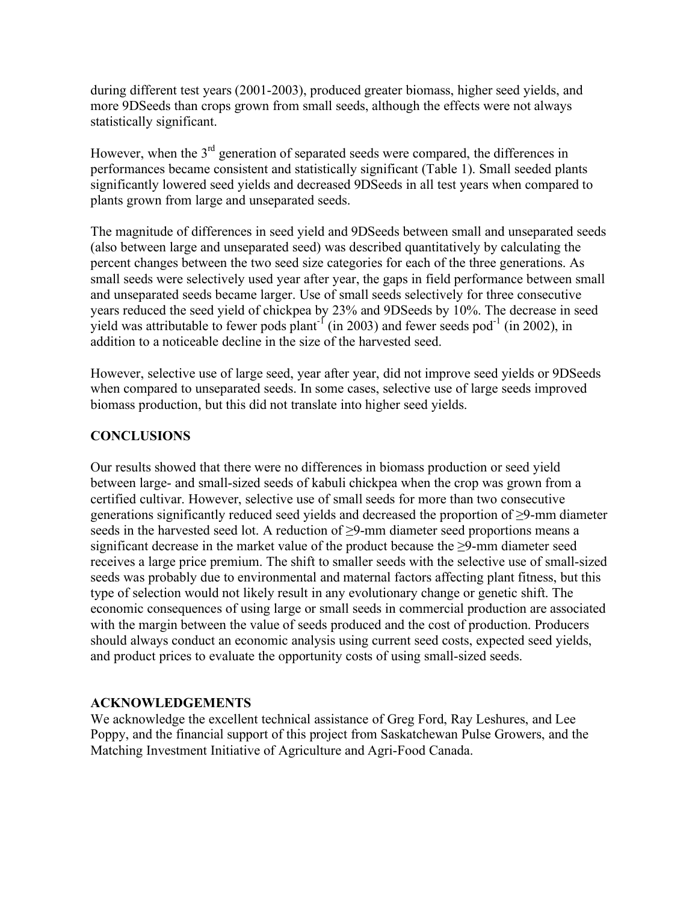during different test years (2001-2003), produced greater biomass, higher seed yields, and more 9DSeeds than crops grown from small seeds, although the effects were not always statistically significant.

However, when the 3rd generation of separated seeds were compared, the differences in performances became consistent and statistically significant (Table 1). Small seeded plants significantly lowered seed yields and decreased 9DSeeds in all test years when compared to plants grown from large and unseparated seeds.

The magnitude of differences in seed yield and 9DSeeds between small and unseparated seeds (also between large and unseparated seed) was described quantitatively by calculating the percent changes between the two seed size categories for each of the three generations. As small seeds were selectively used year after year, the gaps in field performance between small and unseparated seeds became larger. Use of small seeds selectively for three consecutive years reduced the seed yield of chickpea by 23% and 9DSeeds by 10%. The decrease in seed yield was attributable to fewer pods $plant^{-1}$ (in 2003) and fewer seeds $pod^{-1}$ (in 2002), in addition to a noticeable decline in the size of the harvested seed.

However, selective use of large seed, year after year, did not improve seed yields or 9DSeeds when compared to unseparated seeds. In some cases, selective use of large seeds improved biomass production, but this did not translate into higher seed yields.

## CONCLUSIONS

Our results showed that there were no differences in biomass production or seed yield between large- and small-sized seeds of kabuli chickpea when the crop was grown from a certified cultivar. However, selective use of small seeds for more than two consecutive generations significantly reduced seed yields and decreased the proportion of ≥9-mm diameter seeds in the harvested seed lot. A reduction of ≥9-mm diameter seed proportions means a significant decrease in the market value of the product because the ≥9-mm diameter seed receives a large price premium. The shift to smaller seeds with the selective use of small-sized seeds was probably due to environmental and maternal factors affecting plant fitness, but this type of selection would not likely result in any evolutionary change or genetic shift. The economic consequences of using large or small seeds in commercial production are associated with the margin between the value of seeds produced and the cost of production. Producers should always conduct an economic analysis using current seed costs, expected seed yields, and product prices to evaluate the opportunity costs of using small-sized seeds.

## ACKNOWLEDGEMENTS

We acknowledge the excellent technical assistance of Greg Ford, Ray Leshures, and Lee Poppy, and the financial support of this project from Saskatchewan Pulse Growers, and the Matching Investment Initiative of Agriculture and Agri-Food Canada.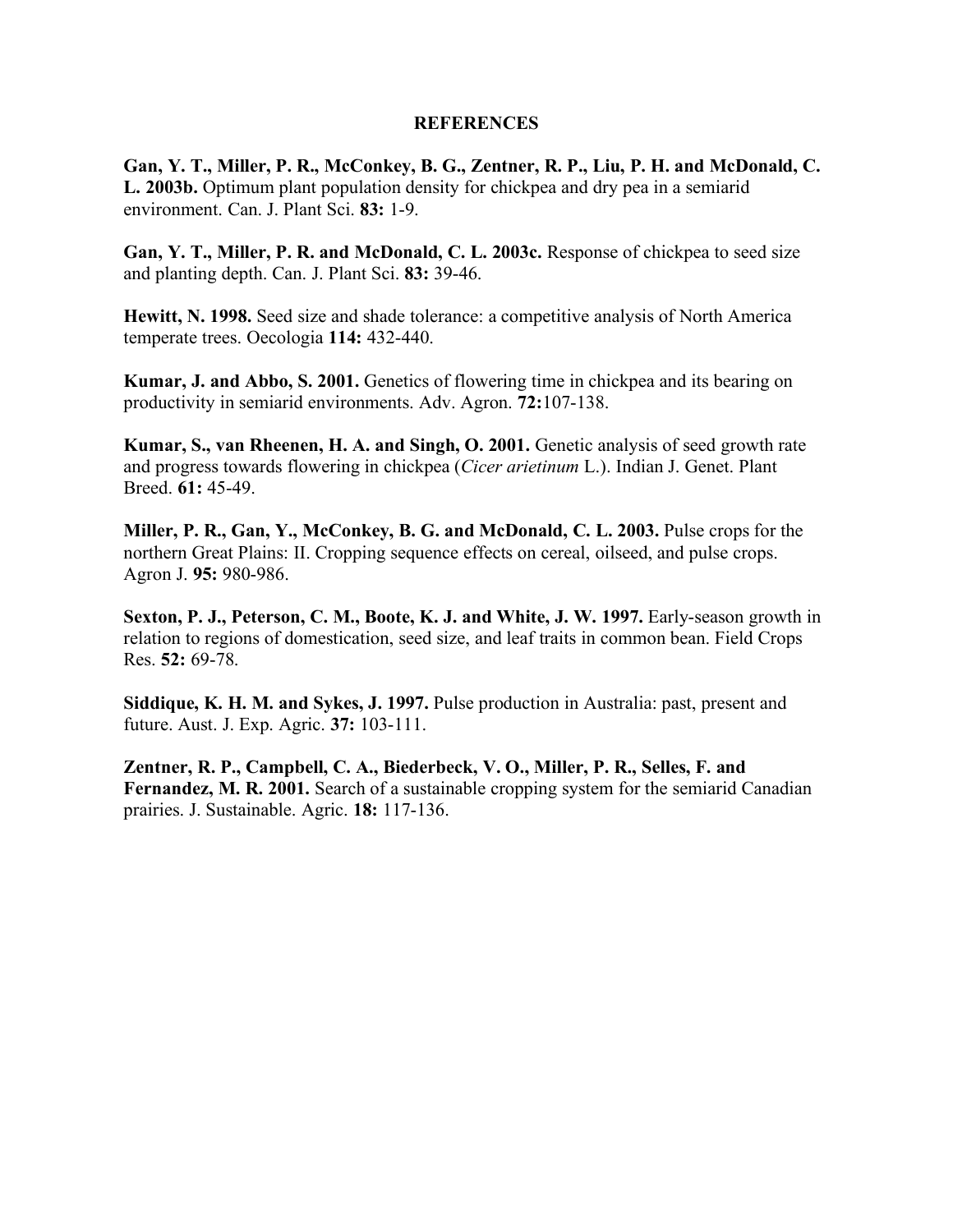## REFERENCES

**Gan, Y. T., Miller, P. R., McConkey, B. G., Zentner, R. P., Liu, P. H. and McDonald, C. L. 2003b.** Optimum plant population density for chickpea and dry pea in a semiarid environment. Can. J. Plant Sci. **83:** 1-9.

**Gan, Y. T., Miller, P. R. and McDonald, C. L. 2003c.** Response of chickpea to seed size and planting depth. Can. J. Plant Sci. **83:** 39-46.

**Hewitt, N. 1998.** Seed size and shade tolerance: a competitive analysis of North America temperate trees. Oecologia **114:** 432-440.

**Kumar, J. and Abbo, S. 2001.** Genetics of flowering time in chickpea and its bearing on productivity in semiarid environments. Adv. Agron. **72:**107-138.

**Kumar, S., van Rheenen, H. A. and Singh, O. 2001.** Genetic analysis of seed growth rate and progress towards flowering in chickpea (*Cicer arietinum* L.). Indian J. Genet. Plant Breed. **61:** 45-49.

**Miller, P. R., Gan, Y., McConkey, B. G. and McDonald, C. L. 2003.** Pulse crops for the northern Great Plains: II. Cropping sequence effects on cereal, oilseed, and pulse crops. Agron J. **95:** 980-986.

**Sexton, P. J., Peterson, C. M., Boote, K. J. and White, J. W. 1997.** Early-season growth in relation to regions of domestication, seed size, and leaf traits in common bean. Field Crops Res. **52:** 69-78.

**Siddique, K. H. M. and Sykes, J. 1997.** Pulse production in Australia: past, present and future. Aust. J. Exp. Agric. **37:** 103-111.

**Zentner, R. P., Campbell, C. A., Biederbeck, V. O., Miller, P. R., Selles, F. and Fernandez, M. R. 2001.** Search of a sustainable cropping system for the semiarid Canadian prairies. J. Sustainable. Agric. **18:** 117-136.